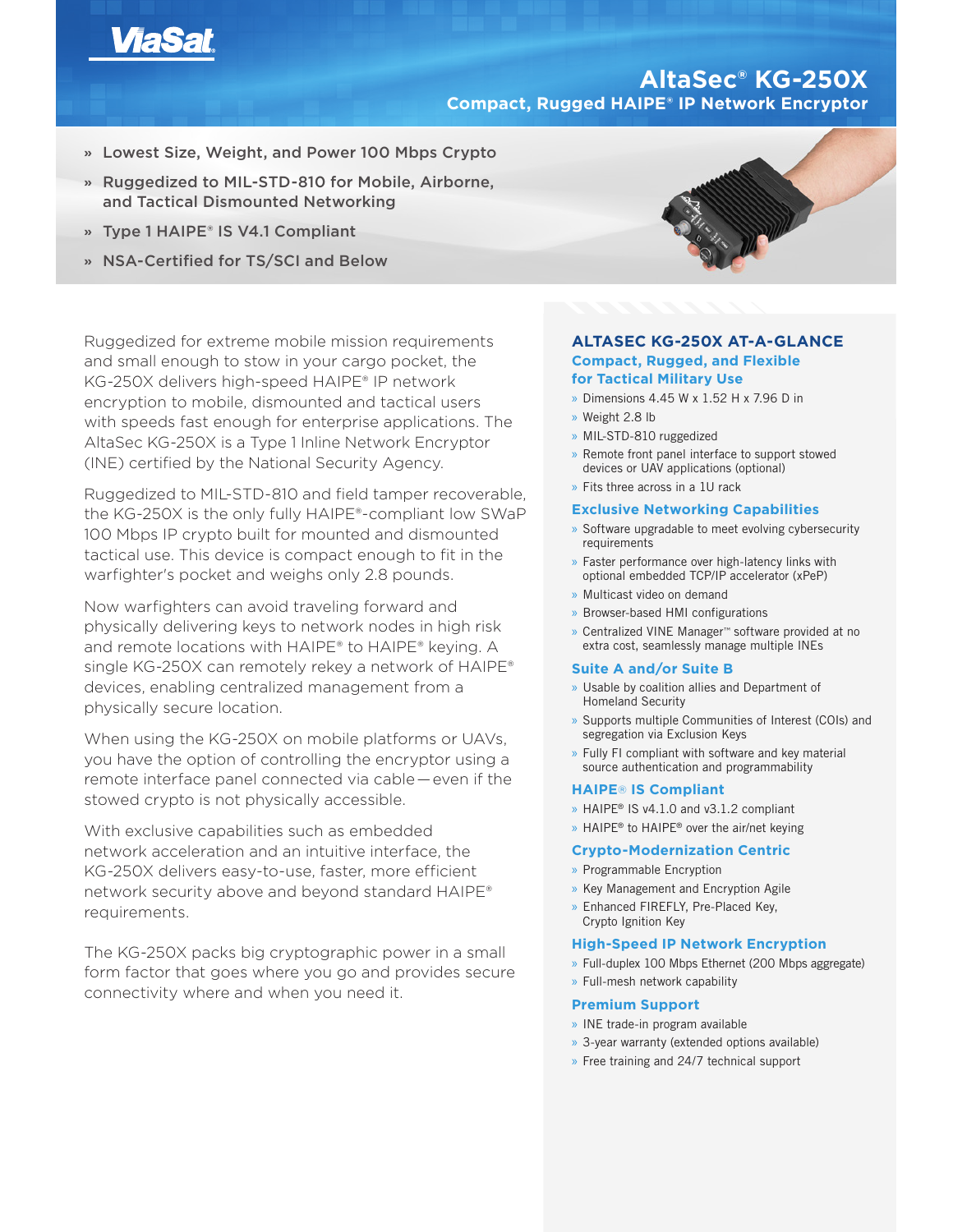ViaSat

# AltaSec® KG-250X

## Compact, Rugged HAIPE® IP Network Encryptor

- » Lowest Size, Weight, and Power 100 Mbps Crypto
- » Ruggedized to MIL-STD-810 for Mobile, Airborne, and Tactical Dismounted Networking
- » Type 1 HAIPE® IS V4.1 Compliant
- » NSA-Certified for TS/SCI and Below

Ruggedized for extreme mobile mission requirements and small enough to stow in your cargo pocket, the KG-250X delivers high-speed HAIPE® IP network encryption to mobile, dismounted and tactical users with speeds fast enough for enterprise applications. The AltaSec KG-250X is a Type 1 Inline Network Encryptor (INE) certified by the National Security Agency.

Ruggedized to MIL-STD-810 and field tamper recoverable, the KG-250X is the only fully HAIPE®-compliant low SWaP 100 Mbps IP crypto built for mounted and dismounted tactical use. This device is compact enough to fit in the warfighter's pocket and weighs only 2.8 pounds.

Now warfighters can avoid traveling forward and physically delivering keys to network nodes in high risk and remote locations with HAIPE® to HAIPE® keying. A single KG-250X can remotely rekey a network of HAIPE® devices, enabling centralized management from a physically secure location.

When using the KG-250X on mobile platforms or UAVs, you have the option of controlling the encryptor using a remote interface panel connected via cable—even if the stowed crypto is not physically accessible.

With exclusive capabilities such as embedded network acceleration and an intuitive interface, the KG-250X delivers easy-to-use, faster, more efficient network security above and beyond standard HAIPE® requirements.

The KG-250X packs big cryptographic power in a small form factor that goes where you go and provides secure connectivity where and when you need it.

## ALTASEC KG-250X AT-A-GLANCE

### Compact, Rugged, and Flexible for Tactical Military Use

- » Dimensions 4.45 W x 1.52 H x 7.96 D in
- » Weight 2.8 lb
- » MIL-STD-810 ruggedized
- » Remote front panel interface to support stowed devices or UAV applications (optional)
- » Fits three across in a 1U rack

### Exclusive Networking Capabilities

- » Software upgradable to meet evolving cybersecurity requirements
- » Faster performance over high-latency links with optional embedded TCP/IP accelerator (xPeP)
- » Multicast video on demand
- » Browser-based HMI configurations
- » Centralized VINE Manager™ software provided at no extra cost, seamlessly manage multiple INEs

### Suite A and/or Suite B

- » Usable by coalition allies and Department of Homeland Security
- » Supports multiple Communities of Interest (COIs) and segregation via Exclusion Keys
- » Fully FI compliant with software and key material source authentication and programmability

### HAIPE® IS Compliant

- » HAIPE® IS v4.1.0 and v3.1.2 compliant
- » HAIPE® to HAIPE® over the air/net keying

### Crypto-Modernization Centric

- » Programmable Encryption
- » Key Management and Encryption Agile
- » Enhanced FIREFLY, Pre-Placed Key, Crypto Ignition Key

### High-Speed IP Network Encryption

- » Full-duplex 100 Mbps Ethernet (200 Mbps aggregate)
- » Full-mesh network capability

### Premium Support

- » INE trade-in program available
- » 3-year warranty (extended options available)
- » Free training and 24/7 technical support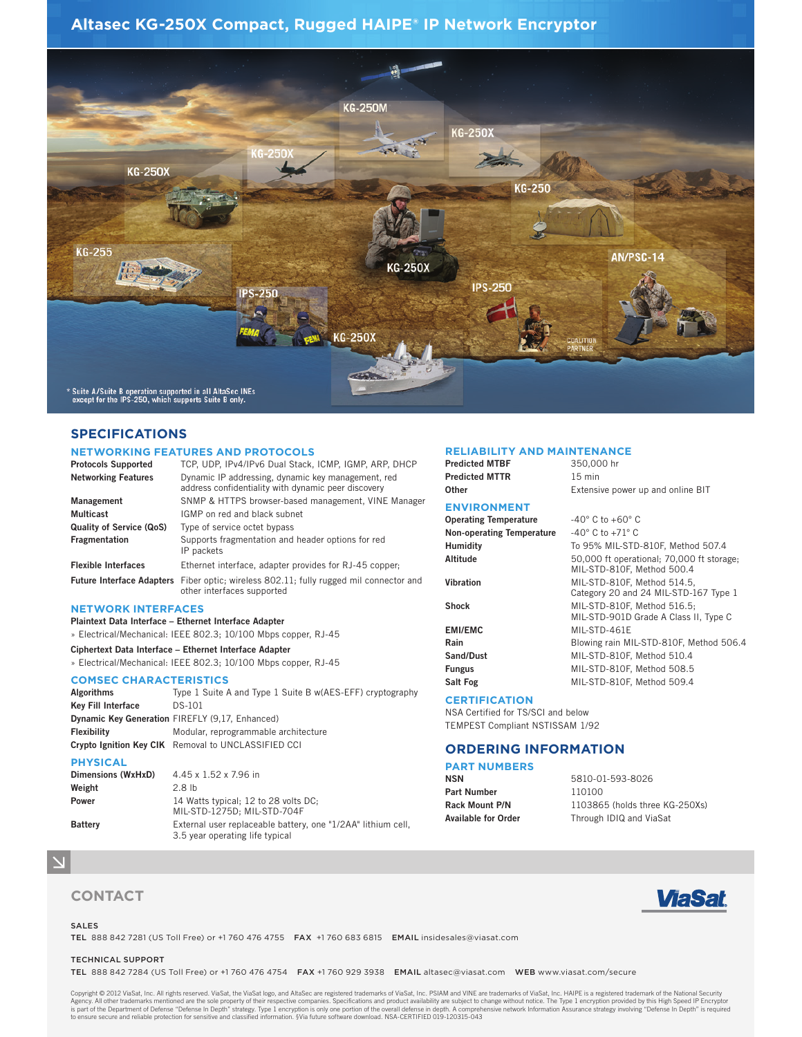# Altasec KG-250X Compact, Rugged HAIPE® IP Network Encryptor

KG-250M

KG-250X

KG-250X

KG-250X

KG-250

KG-255

KG-250X

AN/PSC-14

IPS-250

IPS-250

KG-250X

COALITION PARTNER

* Suite A/Suite B operation supported in all AltaSec INEs except for the IPS-250, which supports Suite B only.

## SPECIFICATIONS

### NETWORKING FEATURES AND PROTOCOLS

| | |
|---|---|
| **Protocols Supported** | TCP, UDP, IPv4/IPv6 Dual Stack, ICMP, IGMP, ARP, DHCP |
| **Networking Features** | Dynamic IP addressing, dynamic key management, red address confidentiality with dynamic peer discovery |
| **Management** | SNMP & HTTPS browser-based management, VINE Manager |
| **Multicast** | IGMP on red and black subnet |
| **Quality of Service (QoS)** | Type of service octet bypass |
| **Fragmentation** | Supports fragmentation and header options for red IP packets |
| **Flexible Interfaces** | Ethernet interface, adapter provides for RJ-45 copper; |
| **Future Interface Adapters** | Fiber optic; wireless 802.11; fully rugged mil connector and other interfaces supported |

### NETWORK INTERFACES

**Plaintext Data Interface – Ethernet Interface Adapter**

» Electrical/Mechanical: IEEE 802.3; 10/100 Mbps copper, RJ-45

**Ciphertext Data Interface – Ethernet Interface Adapter**

» Electrical/Mechanical: IEEE 802.3; 10/100 Mbps copper, RJ-45

### COMSEC CHARACTERISTICS

| | |
|---|---|
| **Algorithms** | Type 1 Suite A and Type 1 Suite B w(AES-EFF) cryptography |
| **Key Fill Interface** | DS-101 |
| **Dynamic Key Generation** | FIREFLY (9,17, Enhanced) |
| **Flexibility** | Modular, reprogrammable architecture |
| **Crypto Ignition Key CIK** | Removal to UNCLASSIFIED CCI |

### PHYSICAL

| | |
|---|---|
| **Dimensions (WxHxD)** | 4.45 x 1.52 x 7.96 in |
| **Weight** | 2.8 lb |
| **Power** | 14 Watts typical; 12 to 28 volts DC; MIL-STD-1275D; MIL-STD-704F |
| **Battery** | External user replaceable battery, one "1/2AA" lithium cell, 3.5 year operating life typical |

### RELIABILITY AND MAINTENANCE

| | |
|---|---|
| **Predicted MTBF** | 350,000 hr |
| **Predicted MTTR** | 15 min |
| **Other** | Extensive power up and online BIT |

### ENVIRONMENT

| | |
|---|---|
| **Operating Temperature** | -40° C to +60° C |
| **Non-operating Temperature** | -40° C to +71° C |
| **Humidity** | To 95% MIL-STD-810F, Method 507.4 |
| **Altitude** | 50,000 ft operational; 70,000 ft storage; MIL-STD-810F, Method 500.4 |
| **Vibration** | MIL-STD-810F, Method 514.5, Category 20 and 24 MIL-STD-167 Type 1 |
| **Shock** | MIL-STD-810F, Method 516.5; MIL-STD-901D Grade A Class II, Type C |
| **EMI/EMC** | MIL-STD-461E |
| **Rain** | Blowing rain MIL-STD-810F, Method 506.4 |
| **Sand/Dust** | MIL-STD-810F, Method 510.4 |
| **Fungus** | MIL-STD-810F, Method 508.5 |
| **Salt Fog** | MIL-STD-810F, Method 509.4 |

### CERTIFICATION

NSA Certified for TS/SCI and below

TEMPEST Compliant NSTISSAM 1/92

## ORDERING INFORMATION

### PART NUMBERS

| | |
|---|---|
| **NSN** | 5810-01-593-8026 |
| **Part Number** | 110100 |
| **Rack Mount P/N** | 1103865 (holds three KG-250Xs) |
| **Available for Order** | Through IDIQ and ViaSat |

## CONTACT

ViaSat

**SALES**

**TEL** 888 842 7281 (US Toll Free) or +1 760 476 4755 **FAX** +1 760 683 6815 **EMAIL** insidesales@viasat.com

**TECHNICAL SUPPORT**

**TEL** 888 842 7284 (US Toll Free) or +1 760 476 4754 **FAX** +1 760 929 3938 **EMAIL** altasec@viasat.com **WEB** www.viasat.com/secure

Copyright © 2012 ViaSat, Inc. All rights reserved. ViaSat, the ViaSat logo, and AltaSec are registered trademarks of ViaSat, Inc. PSIAM and VINE are trademarks of ViaSat, Inc. HAIPE is a registered trademark of the National Security Agency. All other trademarks mentioned are the sole property of their respective companies. Specifications and product availability are subject to change without notice. The Type 1 encryption provided by this High Speed IP Encryptor is part of the Department of Defense "Defense In Depth" strategy. Type 1 encryption is only one portion of the overall defense in depth. A comprehensive network Information Assurance strategy involving "Defense In Depth" is required to ensure secure and reliable protection for sensitive and classified information. §Via future software download. NSA-CERTIFIED 019-120315-043